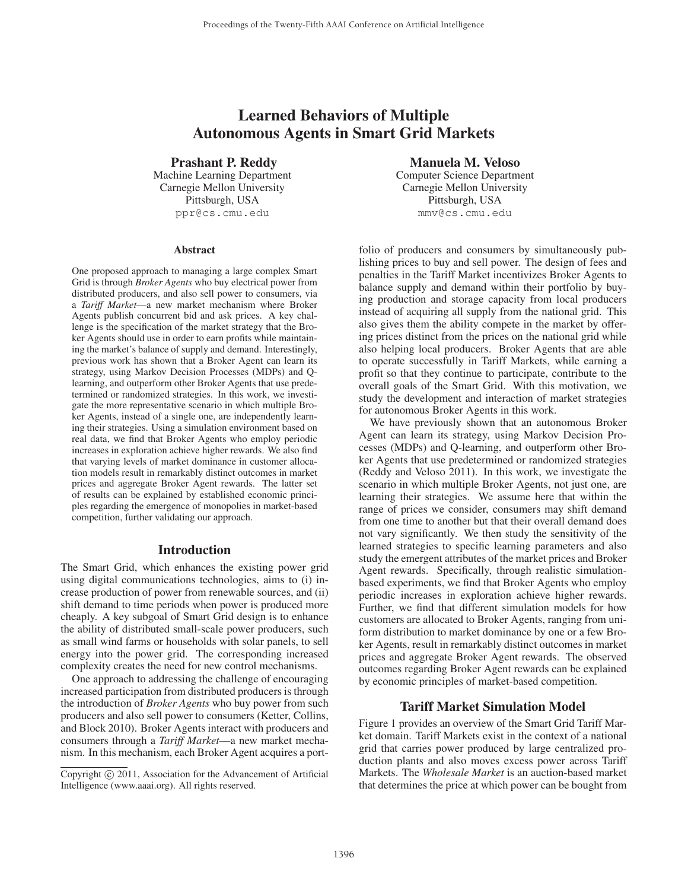# Learned Behaviors of Multiple Autonomous Agents in Smart Grid Markets

**Prashant P. Reddy**
Machine Learning Department
Carnegie Mellon University
Pittsburgh, USA
ppr@cs.cmu.edu

**Manuela M. Veloso**
Computer Science Department
Carnegie Mellon University
Pittsburgh, USA
mmv@cs.cmu.edu

### Abstract

One proposed approach to managing a large complex Smart Grid is through *Broker Agents* who buy electrical power from distributed producers, and also sell power to consumers, via a *Tariff Market*—a new market mechanism where Broker Agents publish concurrent bid and ask prices. A key challenge is the specification of the market strategy that the Broker Agents should use in order to earn profits while maintaining the market's balance of supply and demand. Interestingly, previous work has shown that a Broker Agent can learn its strategy, using Markov Decision Processes (MDPs) and Q-learning, and outperform other Broker Agents that use predetermined or randomized strategies. In this work, we investigate the more representative scenario in which multiple Broker Agents, instead of a single one, are independently learning their strategies. Using a simulation environment based on real data, we find that Broker Agents who employ periodic increases in exploration achieve higher rewards. We also find that varying levels of market dominance in customer allocation models result in remarkably distinct outcomes in market prices and aggregate Broker Agent rewards. The latter set of results can be explained by established economic principles regarding the emergence of monopolies in market-based competition, further validating our approach.

## Introduction

The Smart Grid, which enhances the existing power grid using digital communications technologies, aims to (i) increase production of power from renewable sources, and (ii) shift demand to time periods when power is produced more cheaply. A key subgoal of Smart Grid design is to enhance the ability of distributed small-scale power producers, such as small wind farms or households with solar panels, to sell energy into the power grid. The corresponding increased complexity creates the need for new control mechanisms.

One approach to addressing the challenge of encouraging increased participation from distributed producers is through the introduction of *Broker Agents* who buy power from such producers and also sell power to consumers (Ketter, Collins, and Block 2010). Broker Agents interact with producers and consumers through a *Tariff Market*—a new market mechanism. In this mechanism, each Broker Agent acquires a portfolio of producers and consumers by simultaneously publishing prices to buy and sell power. The design of fees and penalties in the Tariff Market incentivizes Broker Agents to balance supply and demand within their portfolio by buying production and storage capacity from local producers instead of acquiring all supply from the national grid. This also gives them the ability compete in the market by offering prices distinct from the prices on the national grid while also helping local producers. Broker Agents that are able to operate successfully in Tariff Markets, while earning a profit so that they continue to participate, contribute to the overall goals of the Smart Grid. With this motivation, we study the development and interaction of market strategies for autonomous Broker Agents in this work.

We have previously shown that an autonomous Broker Agent can learn its strategy, using Markov Decision Processes (MDPs) and Q-learning, and outperform other Broker Agents that use predetermined or randomized strategies (Reddy and Veloso 2011). In this work, we investigate the scenario in which multiple Broker Agents, not just one, are learning their strategies. We assume here that within the range of prices we consider, consumers may shift demand from one time to another but that their overall demand does not vary significantly. We then study the sensitivity of the learned strategies to specific learning parameters and also study the emergent attributes of the market prices and Broker Agent rewards. Specifically, through realistic simulation-based experiments, we find that Broker Agents who employ periodic increases in exploration achieve higher rewards. Further, we find that different simulation models for how customers are allocated to Broker Agents, ranging from uniform distribution to market dominance by one or a few Broker Agents, result in remarkably distinct outcomes in market prices and aggregate Broker Agent rewards. The observed outcomes regarding Broker Agent rewards can be explained by economic principles of market-based competition.

## Tariff Market Simulation Model

Figure 1 provides an overview of the Smart Grid Tariff Market domain. Tariff Markets exist in the context of a national grid that carries power produced by large centralized production plants and also moves excess power across Tariff Markets. The *Wholesale Market* is an auction-based market that determines the price at which power can be bought from

Copyright © 2011, Association for the Advancement of Artificial Intelligence (www.aaai.org). All rights reserved.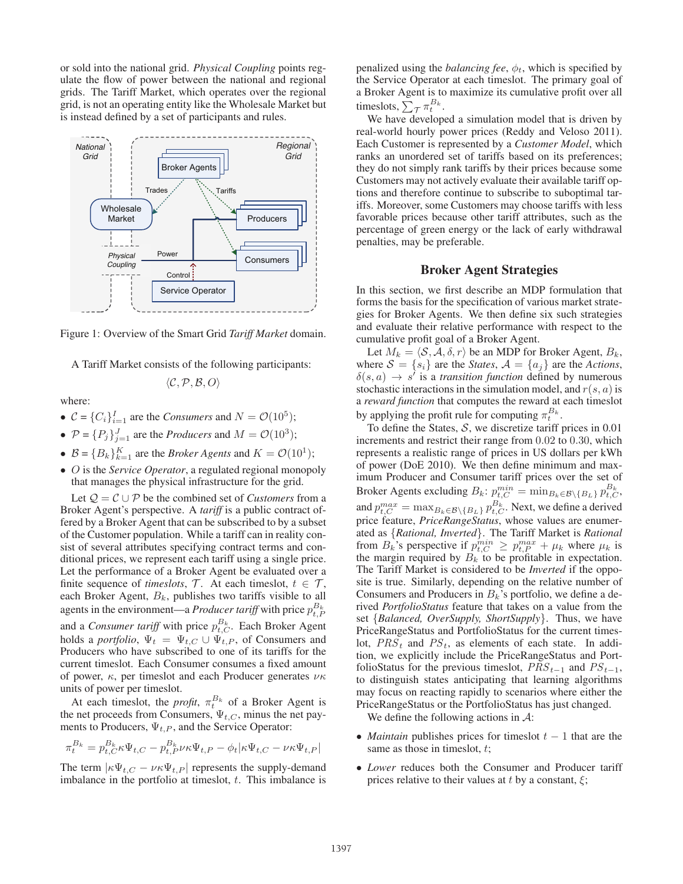or sold into the national grid. *Physical Coupling* points regulate the flow of power between the national and regional grids. The Tariff Market, which operates over the regional grid, is not an operating entity like the Wholesale Market but is instead defined by a set of participants and rules.

Figure 1: Overview of the Smart Grid *Tariff Market* domain.

A Tariff Market consists of the following participants:

$$\langle \mathcal{C}, \mathcal{P}, \mathcal{B}, O \rangle$$

where:

- $\mathcal{C} = \{C_i\}_{i=1}^{I}$ are the *Consumers* and $N = \mathcal{O}(10^5)$;
- $\mathcal{P} = \{P_j\}_{j=1}^{J}$ are the *Producers* and $M = \mathcal{O}(10^3)$;
- $\mathcal{B} = \{B_k\}_{k=1}^{K}$ are the *Broker Agents* and $K = \mathcal{O}(10^1)$;
- $O$ is the *Service Operator*, a regulated regional monopoly that manages the physical infrastructure for the grid.

Let $\mathcal{Q} = \mathcal{C} \cup \mathcal{P}$ be the combined set of *Customers* from a Broker Agent's perspective. A *tariff* is a public contract offered by a Broker Agent that can be subscribed to by a subset of the Customer population. While a tariff can in reality consist of several attributes specifying contract terms and conditional prices, we represent each tariff using a single price. Let the performance of a Broker Agent be evaluated over a finite sequence of *timeslots*, $\mathcal{T}$. At each timeslot, $t \in \mathcal{T}$, each Broker Agent, $B_k$, publishes two tariffs visible to all agents in the environment—a *Producer tariff* with price $p_{t,P}^{B_k}$ and a *Consumer tariff* with price $p_{t,C}^{B_k}$. Each Broker Agent holds a *portfolio*, $\Psi_t = \Psi_{t,C} \cup \Psi_{t,P}$, of Consumers and Producers who have subscribed to one of its tariffs for the current timeslot. Each Consumer consumes a fixed amount of power, $\kappa$, per timeslot and each Producer generates $\nu\kappa$ units of power per timeslot.

At each timeslot, the *profit*, $\pi_t^{B_k}$ of a Broker Agent is the net proceeds from Consumers, $\Psi_{t,C}$, minus the net payments to Producers, $\Psi_{t,P}$, and the Service Operator:

$$\pi_t^{B_k} = p_{t,C}^{B_k}\kappa\Psi_{t,C} - p_{t,P}^{B_k}\nu\kappa\Psi_{t,P} - \phi_t|\kappa\Psi_{t,C} - \nu\kappa\Psi_{t,P}|$$

The term $|\kappa\Psi_{t,C} - \nu\kappa\Psi_{t,P}|$ represents the supply-demand imbalance in the portfolio at timeslot, $t$. This imbalance is penalized using the *balancing fee*, $\phi_t$, which is specified by the Service Operator at each timeslot. The primary goal of a Broker Agent is to maximize its cumulative profit over all timeslots, $\sum_{\mathcal{T}} \pi_t^{B_k}$.

We have developed a simulation model that is driven by real-world hourly power prices (Reddy and Veloso 2011). Each Customer is represented by a *Customer Model*, which ranks an unordered set of tariffs based on its preferences; they do not simply rank tariffs by their prices because some Customers may not actively evaluate their available tariff options and therefore continue to subscribe to suboptimal tariffs. Moreover, some Customers may choose tariffs with less favorable prices because other tariff attributes, such as the percentage of green energy or the lack of early withdrawal penalties, may be preferable.

## Broker Agent Strategies

In this section, we first describe an MDP formulation that forms the basis for the specification of various market strategies for Broker Agents. We then define six such strategies and evaluate their relative performance with respect to the cumulative profit goal of a Broker Agent.

Let $M_k = \langle \mathcal{S}, \mathcal{A}, \delta, r \rangle$ be an MDP for Broker Agent, $B_k$, where $\mathcal{S} = \{s_i\}$ are the *States*, $\mathcal{A} = \{a_j\}$ are the *Actions*, $\delta(s, a) \rightarrow s'$ is a *transition function* defined by numerous stochastic interactions in the simulation model, and $r(s, a)$ is a *reward function* that computes the reward at each timeslot by applying the profit rule for computing $\pi_t^{B_k}$.

To define the States, $\mathcal{S}$, we discretize tariff prices in 0.01 increments and restrict their range from 0.02 to 0.30, which represents a realistic range of prices in US dollars per kWh of power (DoE 2010). We then define minimum and maximum Producer and Consumer tariff prices over the set of Broker Agents excluding $B_k$: $p_{t,C}^{min} = \min_{B_k \in \mathcal{B} \setminus \{B_L\}} p_{t,C}^{B_k}$, and $p_{t,C}^{max} = \max_{B_k \in \mathcal{B} \setminus \{B_L\}} p_{t,C}^{B_k}$. Next, we define a derived price feature, *PriceRangeStatus*, whose values are enumerated as {*Rational, Inverted*}. The Tariff Market is *Rational* from $B_k$'s perspective if $p_{t,C}^{min} \geq p_{t,P}^{max} + \mu_k$ where $\mu_k$ is the margin required by $B_k$ to be profitable in expectation. The Tariff Market is considered to be *Inverted* if the opposite is true. Similarly, depending on the relative number of Consumers and Producers in $B_k$'s portfolio, we define a derived *PortfolioStatus* feature that takes on a value from the set {*Balanced, OverSupply, ShortSupply*}. Thus, we have PriceRangeStatus and PortfolioStatus for the current timeslot, $PRS_t$ and $PS_t$, as elements of each state. In addition, we explicitly include the PriceRangeStatus and PortfolioStatus for the previous timeslot, $PRS_{t-1}$ and $PS_{t-1}$, to distinguish states anticipating that learning algorithms may focus on reacting rapidly to scenarios where either the PriceRangeStatus or the PortfolioStatus has just changed.

We define the following actions in $\mathcal{A}$:

- *Maintain* publishes prices for timeslot $t-1$ that are the same as those in timeslot, $t$;
- *Lower* reduces both the Consumer and Producer tariff prices relative to their values at $t$ by a constant, $\xi$;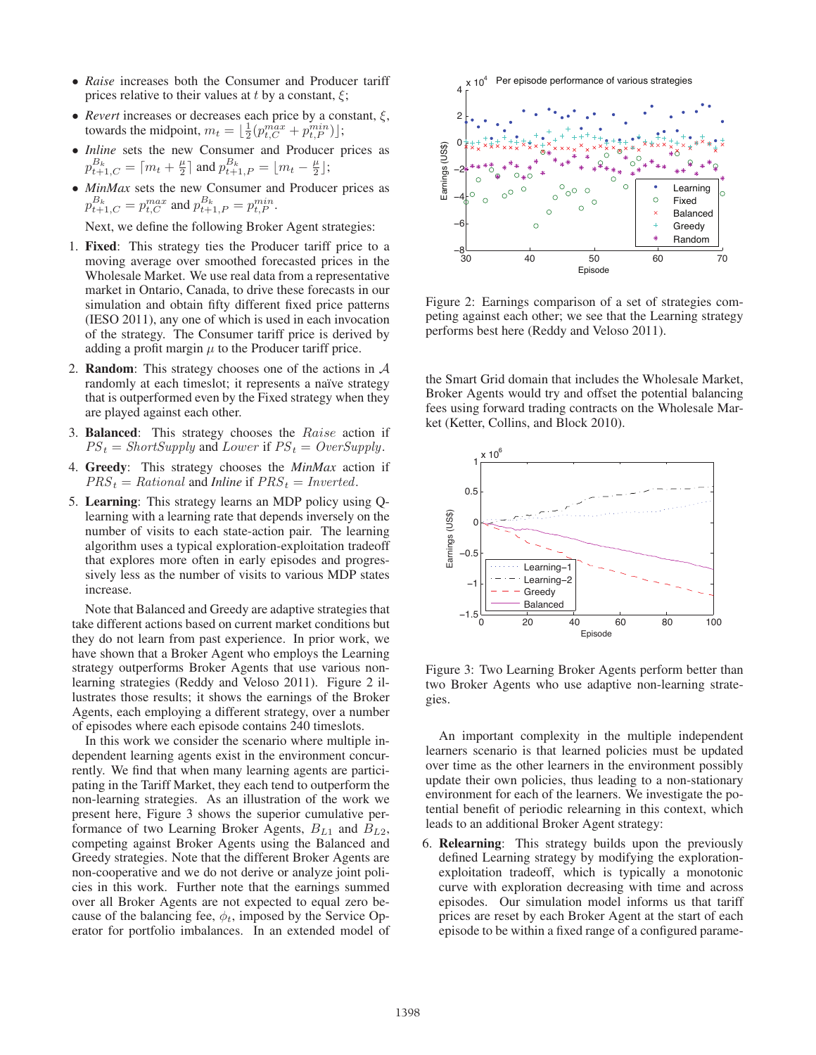- *Raise* increases both the Consumer and Producer tariff prices relative to their values at $t$ by a constant, $\xi$;
- *Revert* increases or decreases each price by a constant, $\xi$, towards the midpoint, $m_t = \lfloor \frac{1}{2}(p_{t,C}^{max} + p_{t,P}^{min}) \rfloor$;
- *Inline* sets the new Consumer and Producer prices as $p_{t+1,C}^{B_k} = \lceil m_t + \frac{\mu}{2} \rceil$ and $p_{t+1,P}^{B_k} = \lfloor m_t - \frac{\mu}{2} \rfloor$;
- *MinMax* sets the new Consumer and Producer prices as $p_{t+1,C}^{B_k} = p_{t,C}^{max}$ and $p_{t+1,P}^{B_k} = p_{t,P}^{min}$.

Next, we define the following Broker Agent strategies:

1. **Fixed**: This strategy ties the Producer tariff price to a moving average over smoothed forecasted prices in the Wholesale Market. We use real data from a representative market in Ontario, Canada, to drive these forecasts in our simulation and obtain fifty different fixed price patterns (IESO 2011), any one of which is used in each invocation of the strategy. The Consumer tariff price is derived by adding a profit margin $\mu$ to the Producer tariff price.
2. **Random**: This strategy chooses one of the actions in $\mathcal{A}$ randomly at each timeslot; it represents a naïve strategy that is outperformed even by the Fixed strategy when they are played against each other.
3. **Balanced**: This strategy chooses the *Raise* action if $PS_t = ShortSupply$ and *Lower* if $PS_t = OverSupply$.
4. **Greedy**: This strategy chooses the *MinMax* action if $PRS_t = Rational$ and *Inline* if $PRS_t = Inverted$.
5. **Learning**: This strategy learns an MDP policy using Q-learning with a learning rate that depends inversely on the number of visits to each state-action pair. The learning algorithm uses a typical exploration-exploitation tradeoff that explores more often in early episodes and progressively less as the number of visits to various MDP states increase.

Note that Balanced and Greedy are adaptive strategies that take different actions based on current market conditions but they do not learn from past experience. In prior work, we have shown that a Broker Agent who employs the Learning strategy outperforms Broker Agents that use various non-learning strategies (Reddy and Veloso 2011). Figure 2 illustrates those results; it shows the earnings of the Broker Agents, each employing a different strategy, over a number of episodes where each episode contains 240 timeslots.

In this work we consider the scenario where multiple independent learning agents exist in the environment concurrently. We find that when many learning agents are participating in the Tariff Market, they each tend to outperform the non-learning strategies. As an illustration of the work we present here, Figure 3 shows the superior cumulative performance of two Learning Broker Agents, $B_{L1}$ and $B_{L2}$, competing against Broker Agents using the Balanced and Greedy strategies. Note that the different Broker Agents are non-cooperative and we do not derive or advocate joint policies in this work. Further note that the earnings summed over all Broker Agents are not expected to equal zero because of the balancing fee, $\phi_t$, imposed by the Service Operator for portfolio imbalances. In an extended model of the Smart Grid domain that includes the Wholesale Market, Broker Agents would try and offset the potential balancing fees using forward trading contracts on the Wholesale Market (Ketter, Collins, and Block 2010).

Figure 2: Earnings comparison of a set of strategies competing against each other; we see that the Learning strategy performs best here (Reddy and Veloso 2011).

Figure 3: Two Learning Broker Agents perform better than two Broker Agents who use adaptive non-learning strategies.

An important complexity in the multiple independent learners scenario is that learned policies must be updated over time as the other learners in the environment possibly update their own policies, thus leading to a non-stationary environment for each of the learners. We investigate the potential benefit of periodic relearning in this context, which leads to an additional Broker Agent strategy:

6. **Relearning**: This strategy builds upon the previously defined Learning strategy by modifying the exploration-exploitation tradeoff, which is typically a monotonic curve with exploration decreasing with time and across episodes. Our simulation model informs us that tariff prices are reset by each Broker Agent at the start of each episode to be within a fixed range of a configured parame-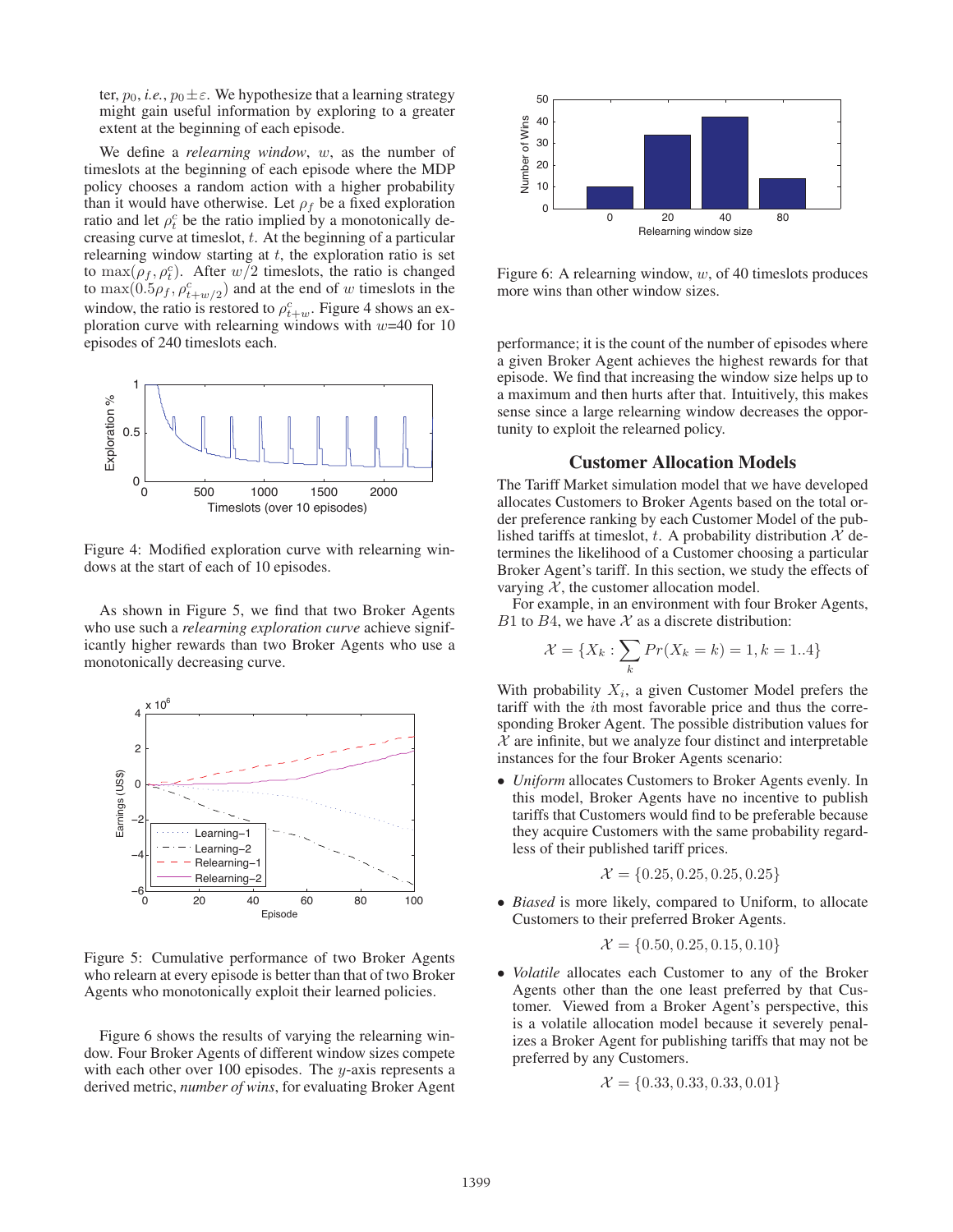ter, $p_0$, *i.e.*, $p_0 \pm \varepsilon$. We hypothesize that a learning strategy might gain useful information by exploring to a greater extent at the beginning of each episode.

We define a *relearning window*, $w$, as the number of timeslots at the beginning of each episode where the MDP policy chooses a random action with a higher probability than it would have otherwise. Let $\rho_f$ be a fixed exploration ratio and let $\rho^c_t$ be the ratio implied by a monotonically decreasing curve at timeslot, $t$. At the beginning of a particular relearning window starting at $t$, the exploration ratio is set to $\max(\rho_f, \rho^c_t)$. After $w/2$ timeslots, the ratio is changed to $\max(0.5\rho_f, \rho^c_{t+w/2})$ and at the end of $w$ timeslots in the window, the ratio is restored to $\rho^c_{t+w}$. Figure 4 shows an exploration curve with relearning windows with $w$=40 for 10 episodes of 240 timeslots each.

Figure 4: Modified exploration curve with relearning windows at the start of each of 10 episodes.

As shown in Figure 5, we find that two Broker Agents who use such a *relearning exploration curve* achieve significantly higher rewards than two Broker Agents who use a monotonically decreasing curve.

Figure 5: Cumulative performance of two Broker Agents who relearn at every episode is better than that of two Broker Agents who monotonically exploit their learned policies.

Figure 6 shows the results of varying the relearning window. Four Broker Agents of different window sizes compete with each other over 100 episodes. The $y$-axis represents a derived metric, *number of wins*, for evaluating Broker Agent performance; it is the count of the number of episodes where a given Broker Agent achieves the highest rewards for that episode. We find that increasing the window size helps up to a maximum and then hurts after that. Intuitively, this makes sense since a large relearning window decreases the opportunity to exploit the relearned policy.

Figure 6: A relearning window, $w$, of 40 timeslots produces more wins than other window sizes.

## Customer Allocation Models

The Tariff Market simulation model that we have developed allocates Customers to Broker Agents based on the total order preference ranking by each Customer Model of the published tariffs at timeslot, $t$. A probability distribution $\mathcal{X}$ determines the likelihood of a Customer choosing a particular Broker Agent's tariff. In this section, we study the effects of varying $\mathcal{X}$, the customer allocation model.

For example, in an environment with four Broker Agents, $B1$ to $B4$, we have $\mathcal{X}$ as a discrete distribution:

$$\mathcal{X} = \{X_k : \sum_k Pr(X_k = k) = 1, k = 1..4\}$$

With probability $X_i$, a given Customer Model prefers the tariff with the $i$th most favorable price and thus the corresponding Broker Agent. The possible distribution values for $\mathcal{X}$ are infinite, but we analyze four distinct and interpretable instances for the four Broker Agents scenario:

- *Uniform* allocates Customers to Broker Agents evenly. In this model, Broker Agents have no incentive to publish tariffs that Customers would find to be preferable because they acquire Customers with the same probability regardless of their published tariff prices.

$$\mathcal{X} = \{0.25, 0.25, 0.25, 0.25\}$$

- *Biased* is more likely, compared to Uniform, to allocate Customers to their preferred Broker Agents.

$$\mathcal{X} = \{0.50, 0.25, 0.15, 0.10\}$$

- *Volatile* allocates each Customer to any of the Broker Agents other than the one least preferred by that Customer. Viewed from a Broker Agent's perspective, this is a volatile allocation model because it severely penalizes a Broker Agent for publishing tariffs that may not be preferred by any Customers.

$$\mathcal{X} = \{0.33, 0.33, 0.33, 0.01\}$$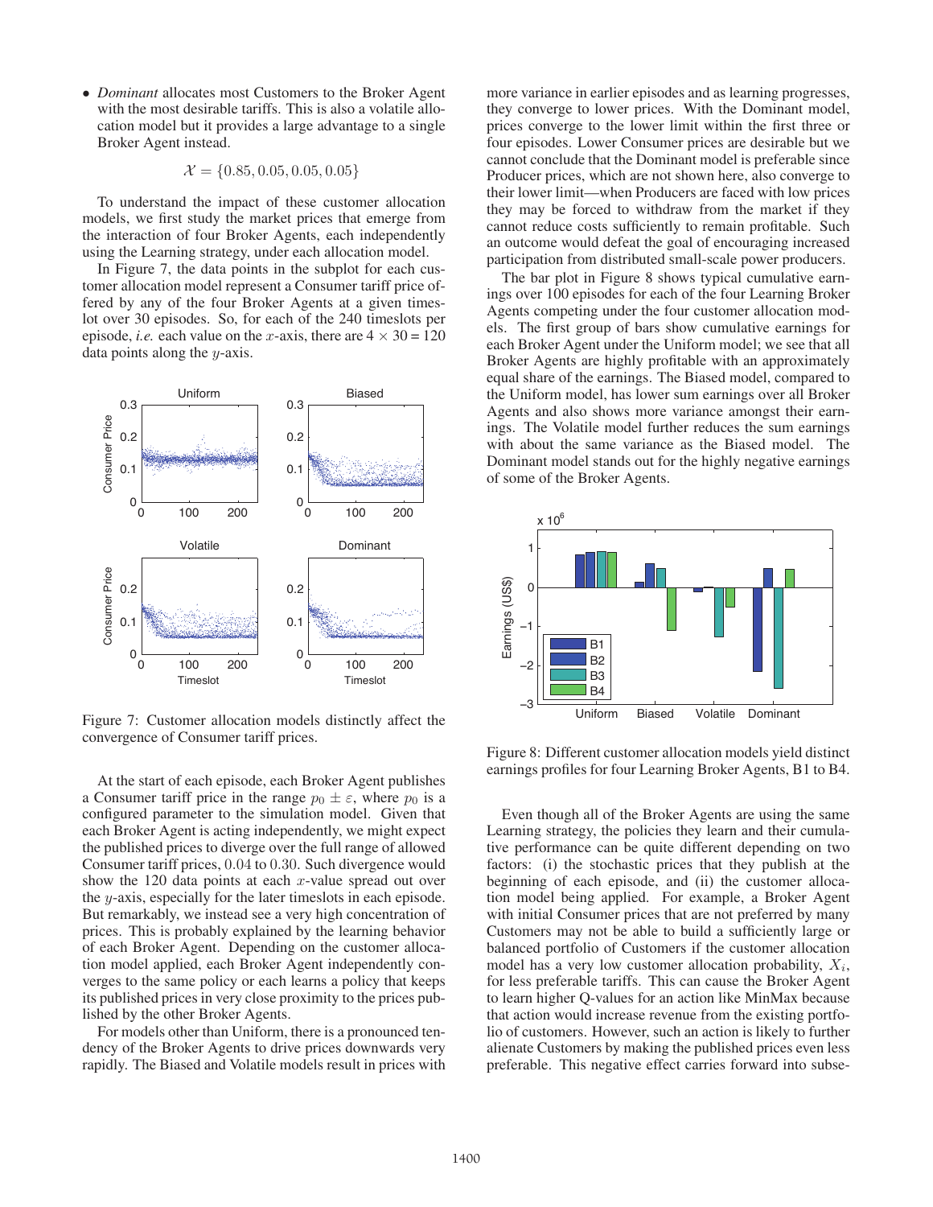- *Dominant* allocates most Customers to the Broker Agent with the most desirable tariffs. This is also a volatile allocation model but it provides a large advantage to a single Broker Agent instead.

$$\mathcal{X} = \{0.85, 0.05, 0.05, 0.05\}$$

To understand the impact of these customer allocation models, we first study the market prices that emerge from the interaction of four Broker Agents, each independently using the Learning strategy, under each allocation model.

In Figure 7, the data points in the subplot for each customer allocation model represent a Consumer tariff price offered by any of the four Broker Agents at a given timeslot over 30 episodes. So, for each of the 240 timeslots per episode, *i.e.* each value on the $x$-axis, there are $4 \times 30 = 120$ data points along the $y$-axis.

Figure 7: Customer allocation models distinctly affect the convergence of Consumer tariff prices.

At the start of each episode, each Broker Agent publishes a Consumer tariff price in the range $p_0 \pm \varepsilon$, where $p_0$ is a configured parameter to the simulation model. Given that each Broker Agent is acting independently, we might expect the published prices to diverge over the full range of allowed Consumer tariff prices, 0.04 to 0.30. Such divergence would show the 120 data points at each $x$-value spread out over the $y$-axis, especially for the later timeslots in each episode. But remarkably, we instead see a very high concentration of prices. This is probably explained by the learning behavior of each Broker Agent. Depending on the customer allocation model applied, each Broker Agent independently converges to the same policy or each learns a policy that keeps its published prices in very close proximity to the prices published by the other Broker Agents.

For models other than Uniform, there is a pronounced tendency of the Broker Agents to drive prices downwards very rapidly. The Biased and Volatile models result in prices with more variance in earlier episodes and as learning progresses, they converge to lower prices. With the Dominant model, prices converge to the lower limit within the first three or four episodes. Lower Consumer prices are desirable but we cannot conclude that the Dominant model is preferable since Producer prices, which are not shown here, also converge to their lower limit—when Producers are faced with low prices they may be forced to withdraw from the market if they cannot reduce costs sufficiently to remain profitable. Such an outcome would defeat the goal of encouraging increased participation from distributed small-scale power producers.

The bar plot in Figure 8 shows typical cumulative earnings over 100 episodes for each of the four Learning Broker Agents competing under the four customer allocation models. The first group of bars show cumulative earnings for each Broker Agent under the Uniform model; we see that all Broker Agents are highly profitable with an approximately equal share of the earnings. The Biased model, compared to the Uniform model, has lower sum earnings over all Broker Agents and also shows more variance amongst their earnings. The Volatile model further reduces the sum earnings with about the same variance as the Biased model. The Dominant model stands out for the highly negative earnings of some of the Broker Agents.

Figure 8: Different customer allocation models yield distinct earnings profiles for four Learning Broker Agents, B1 to B4.

Even though all of the Broker Agents are using the same Learning strategy, the policies they learn and their cumulative performance can be quite different depending on two factors: (i) the stochastic prices that they publish at the beginning of each episode, and (ii) the customer allocation model being applied. For example, a Broker Agent with initial Consumer prices that are not preferred by many Customers may not be able to build a sufficiently large or balanced portfolio of Customers if the customer allocation model has a very low customer allocation probability, $X_i$, for less preferable tariffs. This can cause the Broker Agent to learn higher Q-values for an action like MinMax because that action would increase revenue from the existing portfolio of customers. However, such an action is likely to further alienate Customers by making the published prices even less preferable. This negative effect carries forward into subse-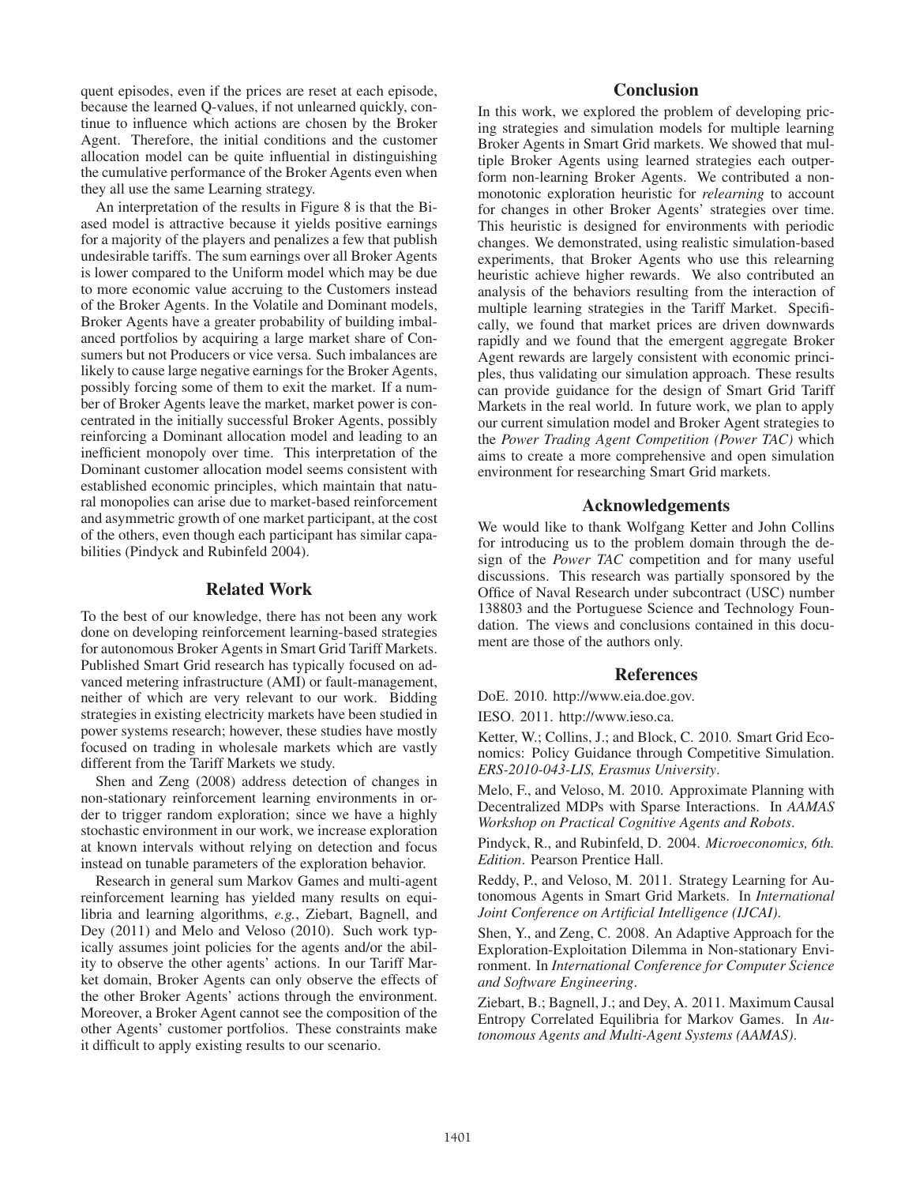quent episodes, even if the prices are reset at each episode, because the learned Q-values, if not unlearned quickly, continue to influence which actions are chosen by the Broker Agent. Therefore, the initial conditions and the customer allocation model can be quite influential in distinguishing the cumulative performance of the Broker Agents even when they all use the same Learning strategy.

An interpretation of the results in Figure 8 is that the Biased model is attractive because it yields positive earnings for a majority of the players and penalizes a few that publish undesirable tariffs. The sum earnings over all Broker Agents is lower compared to the Uniform model which may be due to more economic value accruing to the Customers instead of the Broker Agents. In the Volatile and Dominant models, Broker Agents have a greater probability of building imbalanced portfolios by acquiring a large market share of Consumers but not Producers or vice versa. Such imbalances are likely to cause large negative earnings for the Broker Agents, possibly forcing some of them to exit the market. If a number of Broker Agents leave the market, market power is concentrated in the initially successful Broker Agents, possibly reinforcing a Dominant allocation model and leading to an inefficient monopoly over time. This interpretation of the Dominant customer allocation model seems consistent with established economic principles, which maintain that natural monopolies can arise due to market-based reinforcement and asymmetric growth of one market participant, at the cost of the others, even though each participant has similar capabilities (Pindyck and Rubinfeld 2004).

## Related Work

To the best of our knowledge, there has not been any work done on developing reinforcement learning-based strategies for autonomous Broker Agents in Smart Grid Tariff Markets. Published Smart Grid research has typically focused on advanced metering infrastructure (AMI) or fault-management, neither of which are very relevant to our work. Bidding strategies in existing electricity markets have been studied in power systems research; however, these studies have mostly focused on trading in wholesale markets which are vastly different from the Tariff Markets we study.

Shen and Zeng (2008) address detection of changes in non-stationary reinforcement learning environments in order to trigger random exploration; since we have a highly stochastic environment in our work, we increase exploration at known intervals without relying on detection and focus instead on tunable parameters of the exploration behavior.

Research in general sum Markov Games and multi-agent reinforcement learning has yielded many results on equilibria and learning algorithms, *e.g.*, Ziebart, Bagnell, and Dey (2011) and Melo and Veloso (2010). Such work typically assumes joint policies for the agents and/or the ability to observe the other agents' actions. In our Tariff Market domain, Broker Agents can only observe the effects of the other Broker Agents' actions through the environment. Moreover, a Broker Agent cannot see the composition of the other Agents' customer portfolios. These constraints make it difficult to apply existing results to our scenario.

## Conclusion

In this work, we explored the problem of developing pricing strategies and simulation models for multiple learning Broker Agents in Smart Grid markets. We showed that multiple Broker Agents using learned strategies each outperform non-learning Broker Agents. We contributed a non-monotonic exploration heuristic for *relearning* to account for changes in other Broker Agents' strategies over time. This heuristic is designed for environments with periodic changes. We demonstrated, using realistic simulation-based experiments, that Broker Agents who use this relearning heuristic achieve higher rewards. We also contributed an analysis of the behaviors resulting from the interaction of multiple learning strategies in the Tariff Market. Specifically, we found that market prices are driven downwards rapidly and we found that the emergent aggregate Broker Agent rewards are largely consistent with economic principles, thus validating our simulation approach. These results can provide guidance for the design of Smart Grid Tariff Markets in the real world. In future work, we plan to apply our current simulation model and Broker Agent strategies to the *Power Trading Agent Competition (Power TAC)* which aims to create a more comprehensive and open simulation environment for researching Smart Grid markets.

## Acknowledgements

We would like to thank Wolfgang Ketter and John Collins for introducing us to the problem domain through the design of the *Power TAC* competition and for many useful discussions. This research was partially sponsored by the Office of Naval Research under subcontract (USC) number 138803 and the Portuguese Science and Technology Foundation. The views and conclusions contained in this document are those of the authors only.

## References

DoE. 2010. http://www.eia.doe.gov.

IESO. 2011. http://www.ieso.ca.

Ketter, W.; Collins, J.; and Block, C. 2010. Smart Grid Economics: Policy Guidance through Competitive Simulation. *ERS-2010-043-LIS, Erasmus University*.

Melo, F., and Veloso, M. 2010. Approximate Planning with Decentralized MDPs with Sparse Interactions. In *AAMAS Workshop on Practical Cognitive Agents and Robots*.

Pindyck, R., and Rubinfeld, D. 2004. *Microeconomics, 6th. Edition*. Pearson Prentice Hall.

Reddy, P., and Veloso, M. 2011. Strategy Learning for Autonomous Agents in Smart Grid Markets. In *International Joint Conference on Artificial Intelligence (IJCAI)*.

Shen, Y., and Zeng, C. 2008. An Adaptive Approach for the Exploration-Exploitation Dilemma in Non-stationary Environment. In *International Conference for Computer Science and Software Engineering*.

Ziebart, B.; Bagnell, J.; and Dey, A. 2011. Maximum Causal Entropy Correlated Equilibria for Markov Games. In *Autonomous Agents and Multi-Agent Systems (AAMAS)*.